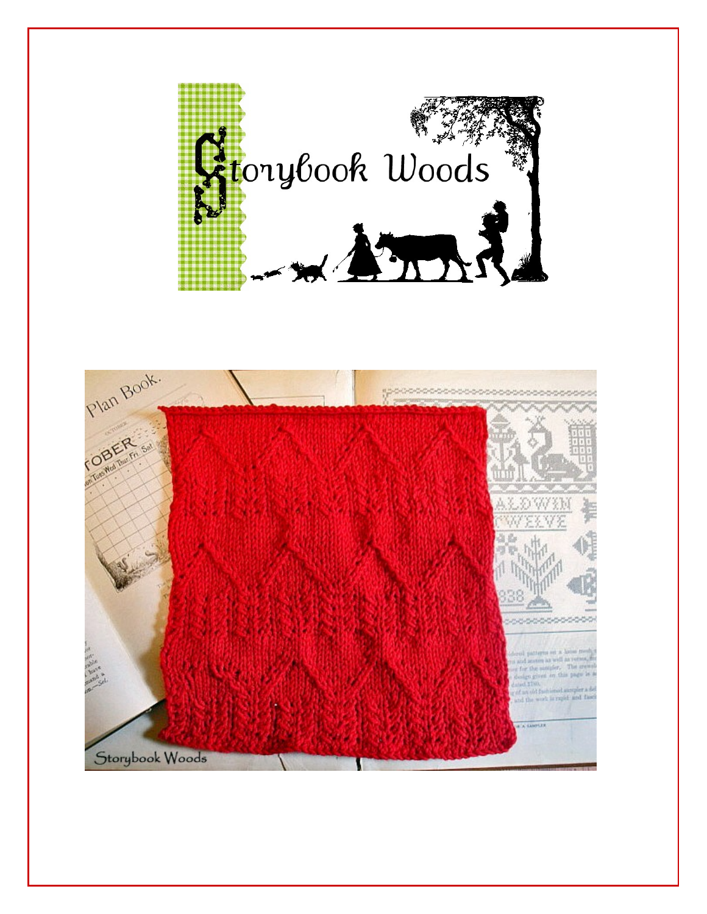# Storybook Woods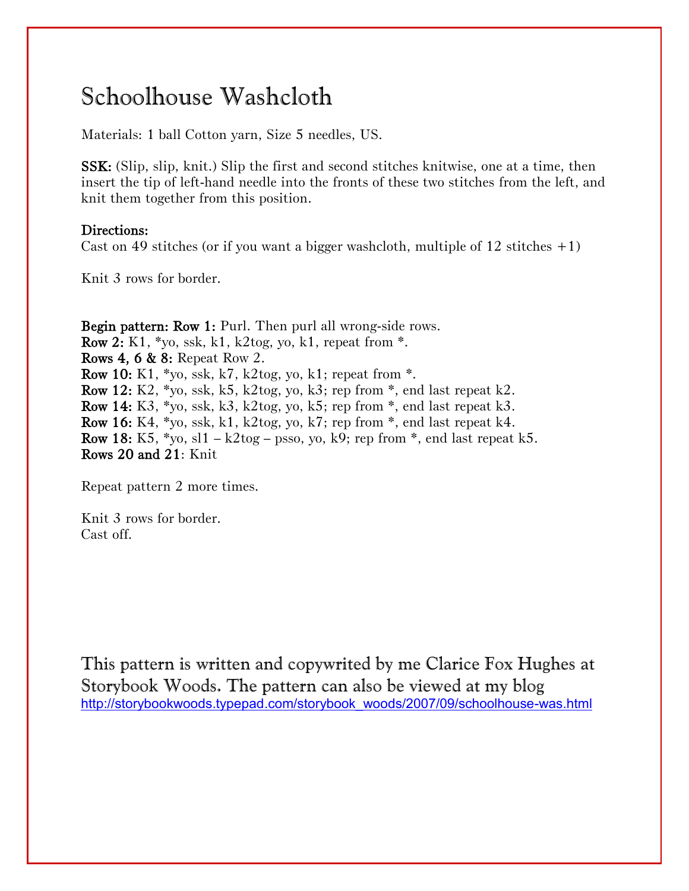# Schoolhouse Washcloth

Materials: 1 ball Cotton yarn, Size 5 needles, US.

**SSK:** (Slip, slip, knit.) Slip the first and second stitches knitwise, one at a time, then insert the tip of left-hand needle into the fronts of these two stitches from the left, and knit them together from this position.

**Directions:**
Cast on 49 stitches (or if you want a bigger washcloth, multiple of 12 stitches +1)

Knit 3 rows for border.

**Begin pattern: Row 1:** Purl. Then purl all wrong-side rows.
**Row 2:** K1, *yo, ssk, k1, k2tog, yo, k1, repeat from *.
**Rows 4, 6 & 8:** Repeat Row 2.
**Row 10:** K1, *yo, ssk, k7, k2tog, yo, k1; repeat from *.
**Row 12:** K2, *yo, ssk, k5, k2tog, yo, k3; rep from *, end last repeat k2.
**Row 14:** K3, *yo, ssk, k3, k2tog, yo, k5; rep from *, end last repeat k3.
**Row 16:** K4, *yo, ssk, k1, k2tog, yo, k7; rep from *, end last repeat k4.
**Row 18:** K5, *yo, sl1 – k2tog – psso, yo, k9; rep from *, end last repeat k5.
**Rows 20 and 21**: Knit

Repeat pattern 2 more times.

Knit 3 rows for border.
Cast off.

This pattern is written and copywrited by me Clarice Fox Hughes at Storybook Woods. The pattern can also be viewed at my blog
http://storybookwoods.typepad.com/storybook_woods/2007/09/schoolhouse-was.html